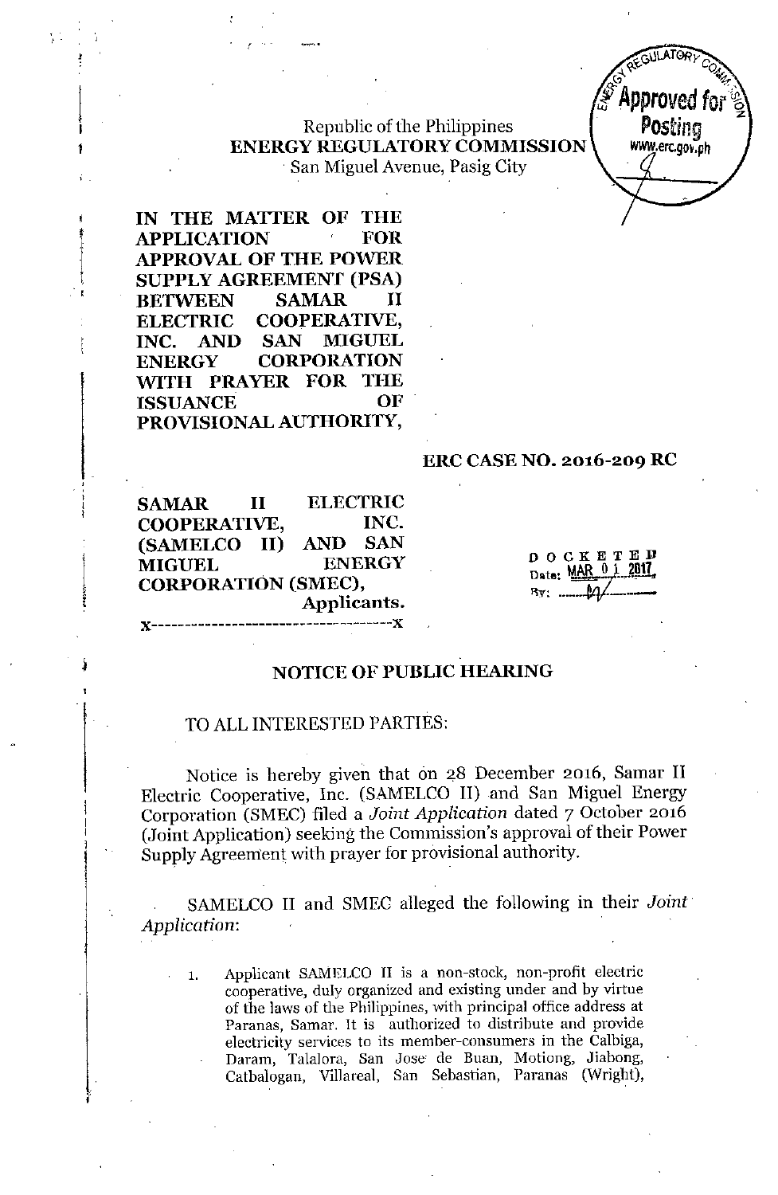Republic of the Philippines
**ENERGY REGULATORY COMMISSION**
San Miguel Avenue, Pasig City

Approved for Posting
www.erc.gov.ph

**IN THE MATTER OF THE APPLICATION FOR APPROVAL OF THE POWER SUPPLY AGREEMENT (PSA) BETWEEN SAMAR II ELECTRIC COOPERATIVE, INC. AND SAN MIGUEL ENERGY CORPORATION WITH PRAYER FOR THE ISSUANCE OF PROVISIONAL AUTHORITY,**

**ERC CASE NO. 2016-209 RC**

**SAMAR II ELECTRIC COOPERATIVE, INC. (SAMELCO II) AND SAN MIGUEL ENERGY CORPORATION (SMEC),**
**Applicants.**
x----------------------------------x

DOCKETED
Date: MAR 01 2017
By: ________

## NOTICE OF PUBLIC HEARING

TO ALL INTERESTED PARTIES:

Notice is hereby given that on 28 December 2016, Samar II Electric Cooperative, Inc. (SAMELCO II) and San Miguel Energy Corporation (SMEC) filed a *Joint Application* dated 7 October 2016 (Joint Application) seeking the Commission's approval of their Power Supply Agreement with prayer for provisional authority.

SAMELCO II and SMEC alleged the following in their *Joint Application*:

1. Applicant SAMELCO II is a non-stock, non-profit electric cooperative, duly organized and existing under and by virtue of the laws of the Philippines, with principal office address at Paranas, Samar. It is authorized to distribute and provide electricity services to its member-consumers in the Calbiga, Daram, Talalora, San Jose de Buan, Motiong, Jiabong, Catbalogan, Villareal, San Sebastian, Paranas (Wright),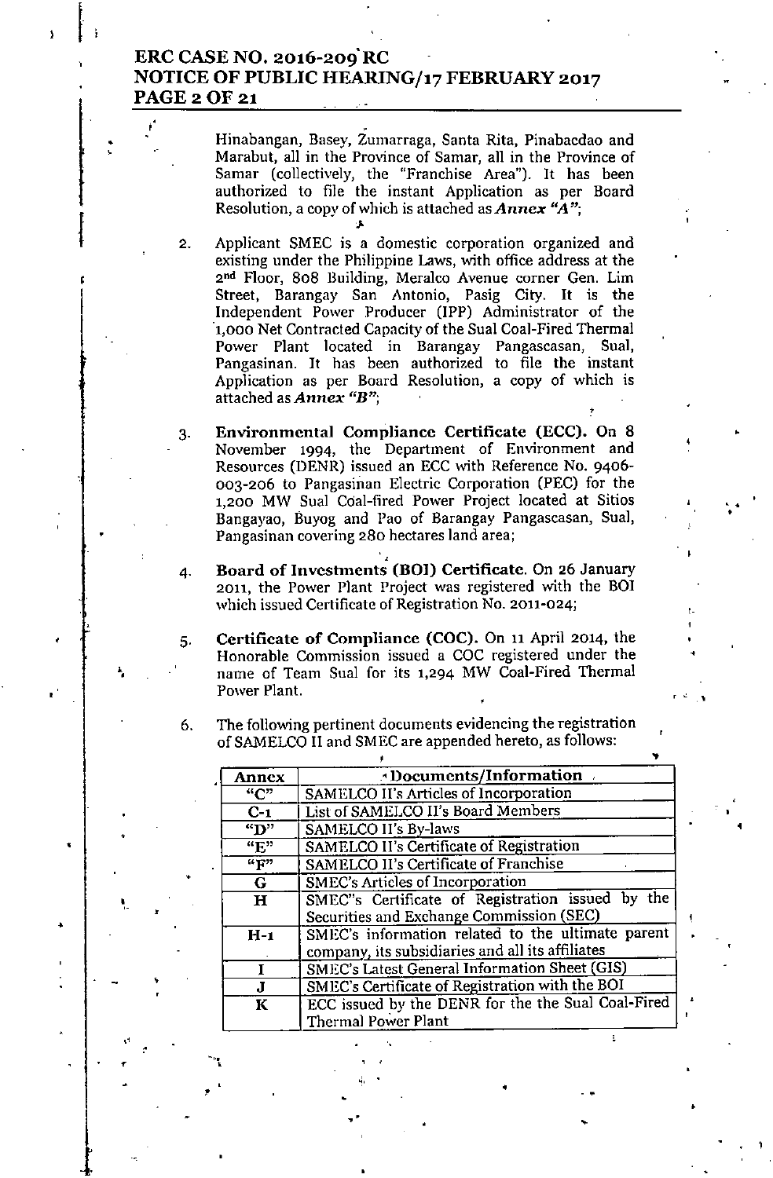Hinabangan, Basey, Zumarraga, Santa Rita, Pinabacdao and Marabut, all in the Province of Samar, all in the Province of Samar (collectively, the "Franchise Area"). It has been authorized to file the instant Application as per Board Resolution, a copy of which is attached as ***Annex "A"***;

2. Applicant SMEC is a domestic corporation organized and existing under the Philippine Laws, with office address at the 2nd Floor, 808 Building, Meralco Avenue corner Gen. Lim Street, Barangay San Antonio, Pasig City. It is the Independent Power Producer (IPP) Administrator of the 1,000 Net Contracted Capacity of the Sual Coal-Fired Thermal Power Plant located in Barangay Pangascasan, Sual, Pangasinan. It has been authorized to file the instant Application as per Board Resolution, a copy of which is attached as ***Annex "B"***;

3. **Environmental Compliance Certificate (ECC).** On 8 November 1994, the Department of Environment and Resources (DENR) issued an ECC with Reference No. 9406-003-206 to Pangasinan Electric Corporation (PEC) for the 1,200 MW Sual Coal-fired Power Project located at Sitios Bangayao, Buyog and Pao of Barangay Pangascasan, Sual, Pangasinan covering 280 hectares land area;

4. **Board of Investments (BOI) Certificate.** On 26 January 2011, the Power Plant Project was registered with the BOI which issued Certificate of Registration No. 2011-024;

5. **Certificate of Compliance (COC).** On 11 April 2014, the Honorable Commission issued a COC registered under the name of Team Sual for its 1,294 MW Coal-Fired Thermal Power Plant.

6. The following pertinent documents evidencing the registration of SAMELCO II and SMEC are appended hereto, as follows:

| Annex | Documents/Information |
|---|---|
| "C" | SAMELCO II's Articles of Incorporation |
| C-1 | List of SAMELCO II's Board Members |
| "D" | SAMELCO II's By-laws |
| "E" | SAMELCO II's Certificate of Registration |
| "F" | SAMELCO II's Certificate of Franchise |
| G | SMEC's Articles of Incorporation |
| H | SMEC"s Certificate of Registration issued by the Securities and Exchange Commission (SEC) |
| H-1 | SMEC's information related to the ultimate parent company, its subsidiaries and all its affiliates |
| I | SMEC's Latest General Information Sheet (GIS) |
| J | SMEC's Certificate of Registration with the BOI |
| K | ECC issued by the DENR for the the Sual Coal-Fired Thermal Power Plant |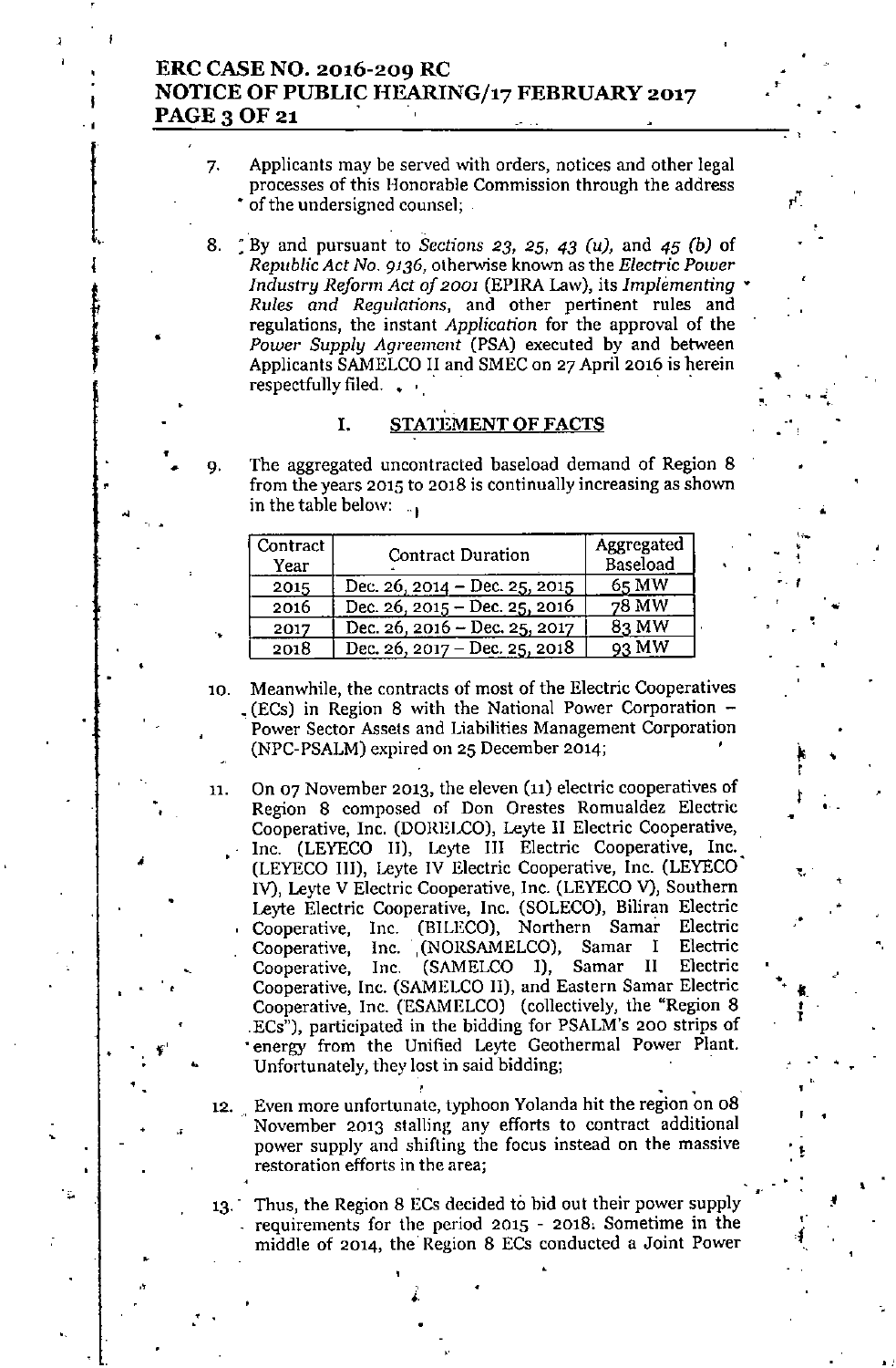7. Applicants may be served with orders, notices and other legal processes of this Honorable Commission through the address of the undersigned counsel;

8. By and pursuant to *Sections 23, 25, 43 (u),* and *45 (b)* of *Republic Act No. 9136,* otherwise known as the *Electric Power Industry Reform Act of 2001* (EPIRA Law), its *Implementing Rules and Regulations,* and other pertinent rules and regulations, the instant *Application* for the approval of the *Power Supply Agreement* (PSA) executed by and between Applicants SAMELCO II and SMEC on 27 April 2016 is herein respectfully filed.

## I. STATEMENT OF FACTS

9. The aggregated uncontracted baseload demand of Region 8 from the years 2015 to 2018 is continually increasing as shown in the table below:

| Contract Year | Contract Duration | Aggregated Baseload |
|---|---|---|
| 2015 | Dec. 26, 2014 – Dec. 25, 2015 | 65 MW |
| 2016 | Dec. 26, 2015 – Dec. 25, 2016 | 78 MW |
| 2017 | Dec. 26, 2016 – Dec. 25, 2017 | 83 MW |
| 2018 | Dec. 26, 2017 – Dec. 25, 2018 | 93 MW |

10. Meanwhile, the contracts of most of the Electric Cooperatives (ECs) in Region 8 with the National Power Corporation – Power Sector Assets and Liabilities Management Corporation (NPC-PSALM) expired on 25 December 2014;

11. On 07 November 2013, the eleven (11) electric cooperatives of Region 8 composed of Don Orestes Romualdez Electric Cooperative, Inc. (DORELCO), Leyte II Electric Cooperative, Inc. (LEYECO II), Leyte III Electric Cooperative, Inc. (LEYECO III), Leyte IV Electric Cooperative, Inc. (LEYECO IV), Leyte V Electric Cooperative, Inc. (LEYECO V), Southern Leyte Electric Cooperative, Inc. (SOLECO), Biliran Electric Cooperative, Inc. (BILECO), Northern Samar Electric Cooperative, Inc. (NORSAMELCO), Samar I Electric Cooperative, Inc. (SAMELCO I), Samar II Electric Cooperative, Inc. (SAMELCO II), and Eastern Samar Electric Cooperative, Inc. (ESAMELCO) (collectively, the "Region 8 ECs"), participated in the bidding for PSALM's 200 strips of energy from the Unified Leyte Geothermal Power Plant. Unfortunately, they lost in said bidding;

12. Even more unfortunate, typhoon Yolanda hit the region on 08 November 2013 stalling any efforts to contract additional power supply and shifting the focus instead on the massive restoration efforts in the area;

13. Thus, the Region 8 ECs decided to bid out their power supply requirements for the period 2015 - 2018. Sometime in the middle of 2014, the Region 8 ECs conducted a Joint Power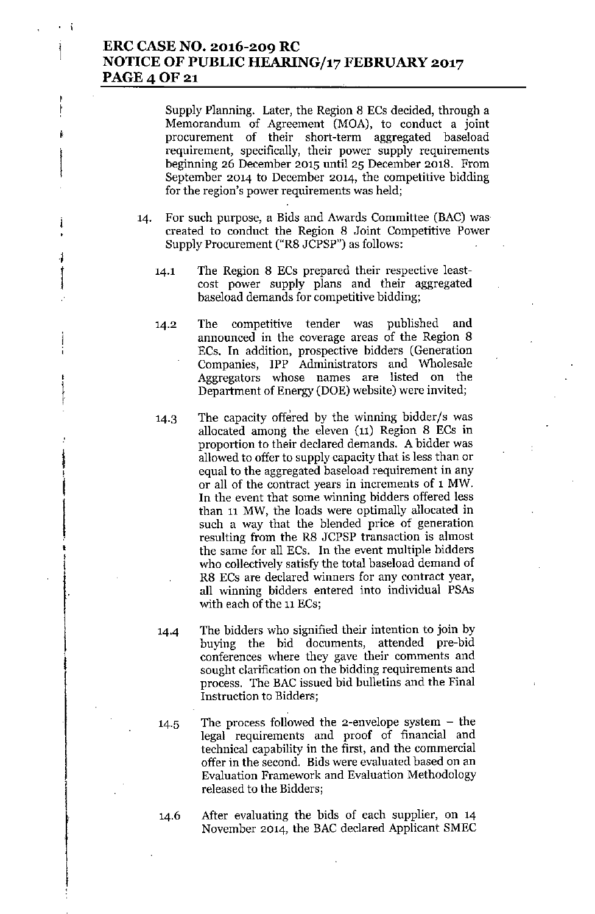Supply Planning. Later, the Region 8 ECs decided, through a Memorandum of Agreement (MOA), to conduct a joint procurement of their short-term aggregated baseload requirement, specifically, their power supply requirements beginning 26 December 2015 until 25 December 2018. From September 2014 to December 2014, the competitive bidding for the region's power requirements was held;

14. For such purpose, a Bids and Awards Committee (BAC) was created to conduct the Region 8 Joint Competitive Power Supply Procurement ("R8 JCPSP") as follows:

    14.1 The Region 8 ECs prepared their respective least-cost power supply plans and their aggregated baseload demands for competitive bidding;

    14.2 The competitive tender was published and announced in the coverage areas of the Region 8 ECs. In addition, prospective bidders (Generation Companies, IPP Administrators and Wholesale Aggregators whose names are listed on the Department of Energy (DOE) website) were invited;

    14.3 The capacity offered by the winning bidder/s was allocated among the eleven (11) Region 8 ECs in proportion to their declared demands. A bidder was allowed to offer to supply capacity that is less than or equal to the aggregated baseload requirement in any or all of the contract years in increments of 1 MW. In the event that some winning bidders offered less than 11 MW, the loads were optimally allocated in such a way that the blended price of generation resulting from the R8 JCPSP transaction is almost the same for all ECs. In the event multiple bidders who collectively satisfy the total baseload demand of R8 ECs are declared winners for any contract year, all winning bidders entered into individual PSAs with each of the 11 ECs;

    14.4 The bidders who signified their intention to join by buying the bid documents, attended pre-bid conferences where they gave their comments and sought clarification on the bidding requirements and process. The BAC issued bid bulletins and the Final Instruction to Bidders;

    14.5 The process followed the 2-envelope system – the legal requirements and proof of financial and technical capability in the first, and the commercial offer in the second. Bids were evaluated based on an Evaluation Framework and Evaluation Methodology released to the Bidders;

    14.6 After evaluating the bids of each supplier, on 14 November 2014, the BAC declared Applicant SMEC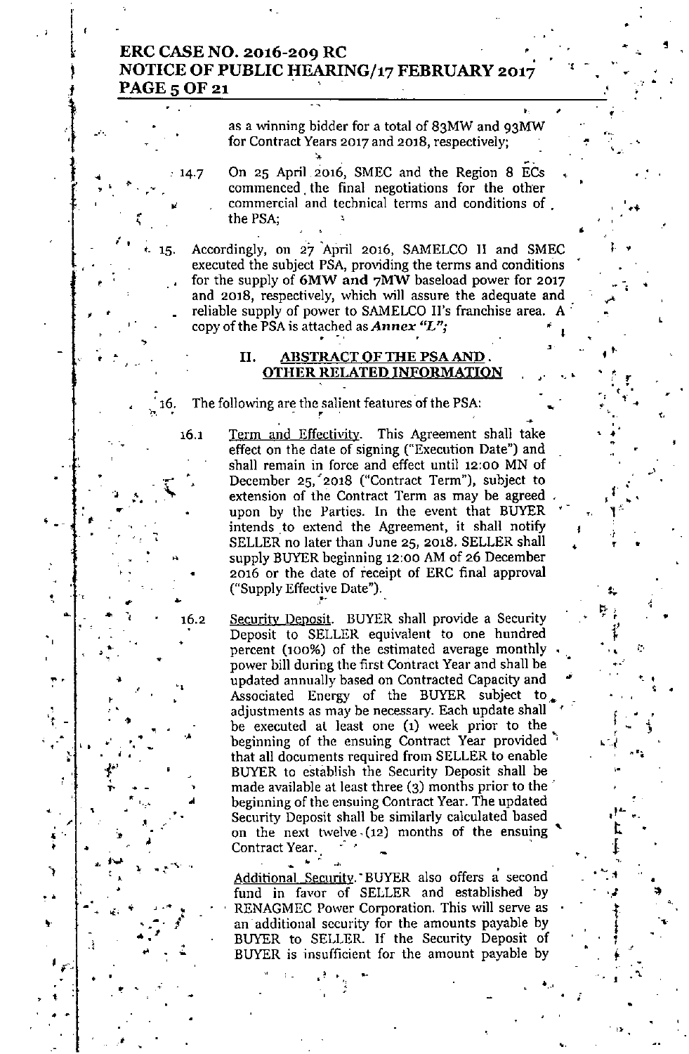as a winning bidder for a total of 83MW and 93MW for Contract Years 2017 and 2018, respectively;

14.7 On 25 April 2016, SMEC and the Region 8 ECs commenced the final negotiations for the other commercial and technical terms and conditions of the PSA;

15. Accordingly, on 27 April 2016, SAMELCO II and SMEC executed the subject PSA, providing the terms and conditions for the supply of **6MW and 7MW** baseload power for 2017 and 2018, respectively, which will assure the adequate and reliable supply of power to SAMELCO II's franchise area. A copy of the PSA is attached as ***Annex "L"***;

## II. ABSTRACT OF THE PSA AND OTHER RELATED INFORMATION

16. The following are the salient features of the PSA:

16.1 Term and Effectivity. This Agreement shall take effect on the date of signing ("Execution Date") and shall remain in force and effect until 12:00 MN of December 25, 2018 ("Contract Term"), subject to extension of the Contract Term as may be agreed upon by the Parties. In the event that BUYER intends to extend the Agreement, it shall notify SELLER no later than June 25, 2018. SELLER shall supply BUYER beginning 12:00 AM of 26 December 2016 or the date of receipt of ERC final approval ("Supply Effective Date").

16.2 Security Deposit. BUYER shall provide a Security Deposit to SELLER equivalent to one hundred percent (100%) of the estimated average monthly power bill during the first Contract Year and shall be updated annually based on Contracted Capacity and Associated Energy of the BUYER subject to adjustments as may be necessary. Each update shall be executed at least one (1) week prior to the beginning of the ensuing Contract Year provided that all documents required from SELLER to enable BUYER to establish the Security Deposit shall be made available at least three (3) months prior to the beginning of the ensuing Contract Year. The updated Security Deposit shall be similarly calculated based on the next twelve (12) months of the ensuing Contract Year.

Additional Security. BUYER also offers a second fund in favor of SELLER and established by RENAGMEC Power Corporation. This will serve as an additional security for the amounts payable by BUYER to SELLER. If the Security Deposit of BUYER is insufficient for the amount payable by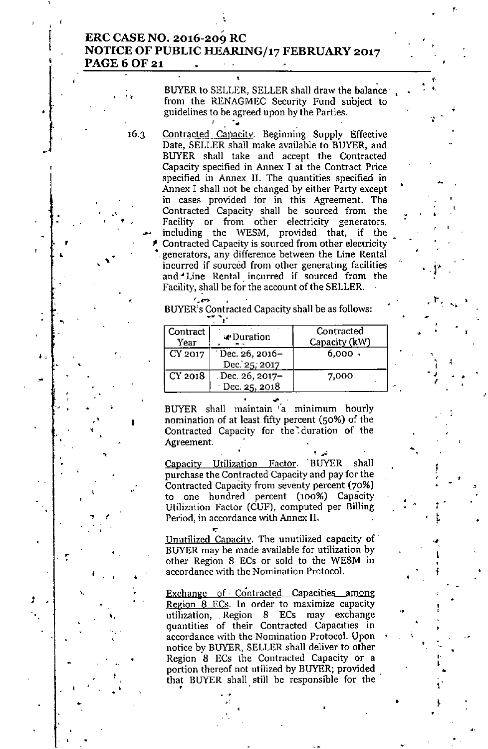BUYER to SELLER, SELLER shall draw the balance from the RENAGMEC Security Fund subject to guidelines to be agreed upon by the Parties.

16.3 Contracted Capacity. Beginning Supply Effective Date, SELLER shall make available to BUYER, and BUYER shall take and accept the Contracted Capacity specified in Annex I at the Contract Price specified in Annex II. The quantities specified in Annex I shall not be changed by either Party except in cases provided for in this Agreement. The Contracted Capacity shall be sourced from the Facility or from other electricity generators, including the WESM, provided that, if the Contracted Capacity is sourced from other electricity generators, any difference between the Line Rental incurred if sourced from other generating facilities and Line Rental incurred if sourced from the Facility, shall be for the account of the SELLER.

BUYER's Contracted Capacity shall be as follows:

| Contract Year | Duration | Contracted Capacity (kW) |
|---|---|---|
| CY 2017 | Dec. 26, 2016– Dec. 25, 2017 | 6,000 |
| CY 2018 | Dec. 26, 2017– Dec. 25, 2018 | 7,000 |

BUYER shall maintain a minimum hourly nomination of at least fifty percent (50%) of the Contracted Capacity for the duration of the Agreement.

Capacity Utilization Factor. BUYER shall purchase the Contracted Capacity and pay for the Contracted Capacity from seventy percent (70%) to one hundred percent (100%) Capacity Utilization Factor (CUF), computed per Billing Period, in accordance with Annex II.

Unutilized Capacity. The unutilized capacity of BUYER may be made available for utilization by other Region 8 ECs or sold to the WESM in accordance with the Nomination Protocol.

Exchange of Contracted Capacities among Region 8 ECs. In order to maximize capacity utilization, Region 8 ECs may exchange quantities of their Contracted Capacities in accordance with the Nomination Protocol. Upon notice by BUYER, SELLER shall deliver to other Region 8 ECs the Contracted Capacity or a portion thereof not utilized by BUYER; provided that BUYER shall still be responsible for the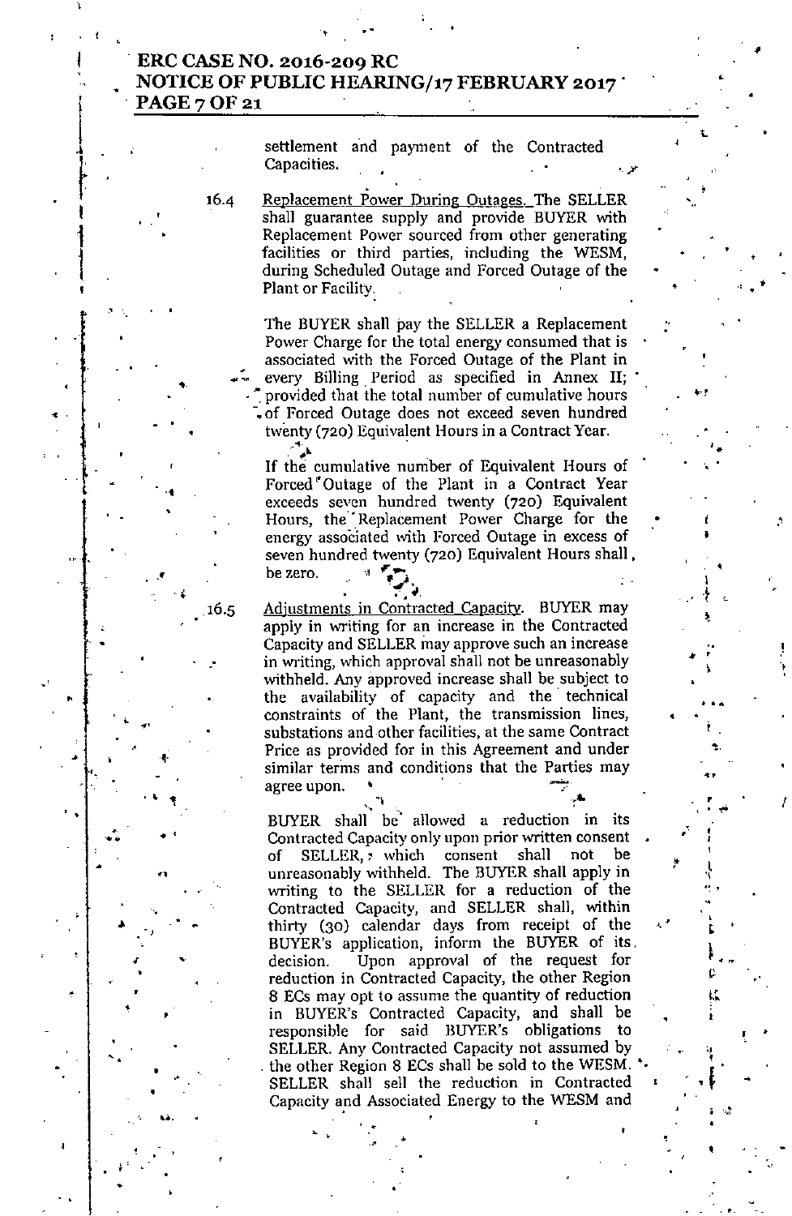settlement and payment of the Contracted Capacities.

16.4 Replacement Power During Outages. The SELLER shall guarantee supply and provide BUYER with Replacement Power sourced from other generating facilities or third parties, including the WESM, during Scheduled Outage and Forced Outage of the Plant or Facility.

The BUYER shall pay the SELLER a Replacement Power Charge for the total energy consumed that is associated with the Forced Outage of the Plant in every Billing Period as specified in Annex II; provided that the total number of cumulative hours of Forced Outage does not exceed seven hundred twenty (720) Equivalent Hours in a Contract Year.

If the cumulative number of Equivalent Hours of Forced Outage of the Plant in a Contract Year exceeds seven hundred twenty (720) Equivalent Hours, the Replacement Power Charge for the energy associated with Forced Outage in excess of seven hundred twenty (720) Equivalent Hours shall be zero.

16.5 Adjustments in Contracted Capacity. BUYER may apply in writing for an increase in the Contracted Capacity and SELLER may approve such an increase in writing, which approval shall not be unreasonably withheld. Any approved increase shall be subject to the availability of capacity and the technical constraints of the Plant, the transmission lines, substations and other facilities, at the same Contract Price as provided for in this Agreement and under similar terms and conditions that the Parties may agree upon.

BUYER shall be allowed a reduction in its Contracted Capacity only upon prior written consent of SELLER, which consent shall not be unreasonably withheld. The BUYER shall apply in writing to the SELLER for a reduction of the Contracted Capacity, and SELLER shall, within thirty (30) calendar days from receipt of the BUYER's application, inform the BUYER of its decision. Upon approval of the request for reduction in Contracted Capacity, the other Region 8 ECs may opt to assume the quantity of reduction in BUYER's Contracted Capacity, and shall be responsible for said BUYER's obligations to SELLER. Any Contracted Capacity not assumed by the other Region 8 ECs shall be sold to the WESM. SELLER shall sell the reduction in Contracted Capacity and Associated Energy to the WESM and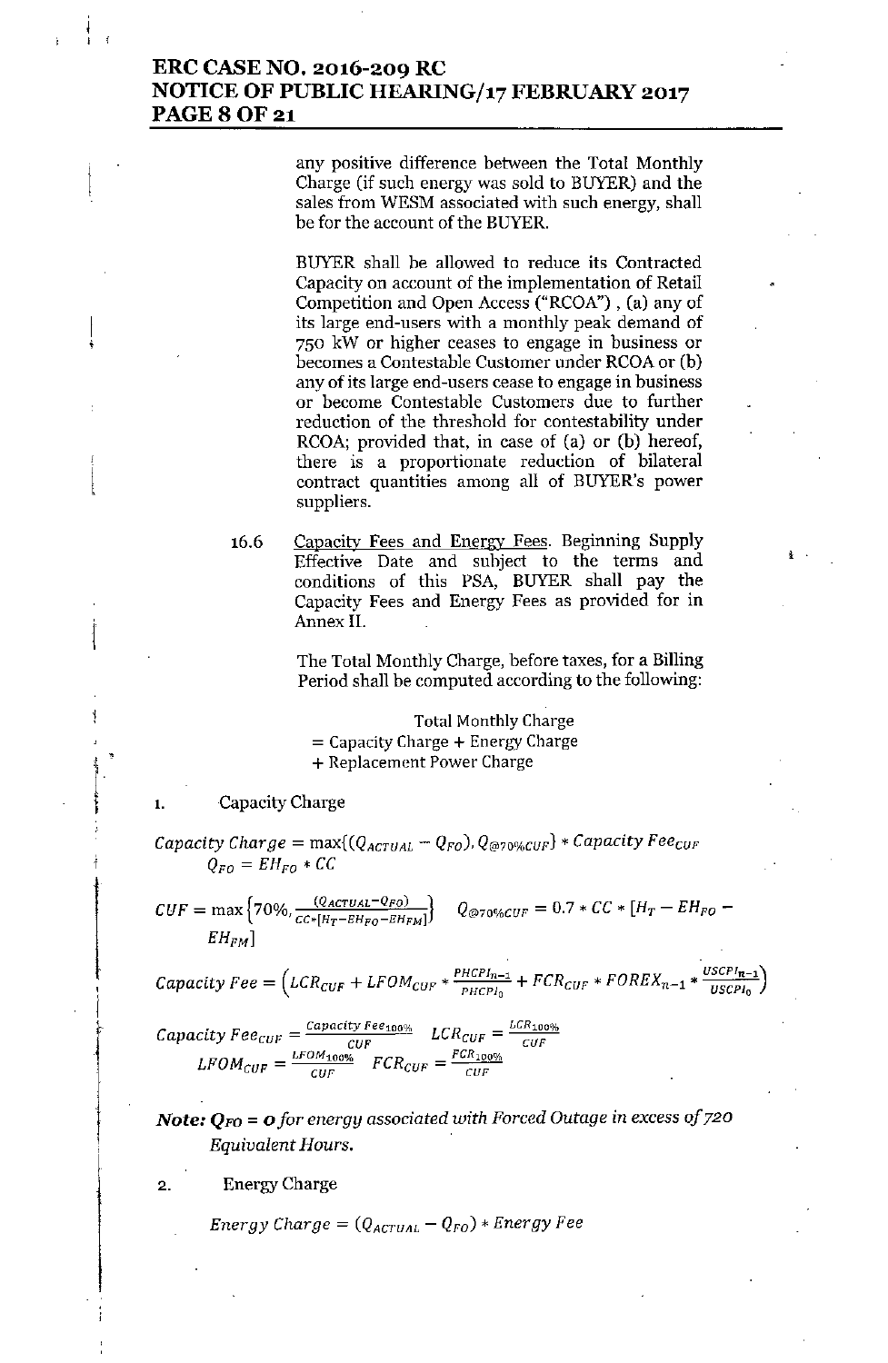any positive difference between the Total Monthly Charge (if such energy was sold to BUYER) and the sales from WESM associated with such energy, shall be for the account of the BUYER.

BUYER shall be allowed to reduce its Contracted Capacity on account of the implementation of Retail Competition and Open Access ("RCOA") , (a) any of its large end-users with a monthly peak demand of 750 kW or higher ceases to engage in business or becomes a Contestable Customer under RCOA or (b) any of its large end-users cease to engage in business or become Contestable Customers due to further reduction of the threshold for contestability under RCOA; provided that, in case of (a) or (b) hereof, there is a proportionate reduction of bilateral contract quantities among all of BUYER's power suppliers.

16.6 Capacity Fees and Energy Fees. Beginning Supply Effective Date and subject to the terms and conditions of this PSA, BUYER shall pay the Capacity Fees and Energy Fees as provided for in Annex II.

The Total Monthly Charge, before taxes, for a Billing Period shall be computed according to the following:

$$\text{Total Monthly Charge} = \text{Capacity Charge} + \text{Energy Charge} + \text{Replacement Power Charge}$$

1. Capacity Charge

$$Capacity\ Charge = \max\{(Q_{ACTUAL} - Q_{FO}), Q_{@70\%CUF}\} * Capacity\ Fee_{CUF}$$

$$Q_{FO} = EH_{FO} * CC$$

$$CUF = \max\left\{70\%, \frac{(Q_{ACTUAL} - Q_{FO})}{CC * [H_T - EH_{FO} - EH_{FM}]}\right\} \quad Q_{@70\%CUF} = 0.7 * CC * [H_T - EH_{FO} - EH_{FM}]$$

$$Capacity\ Fee = \left(LCR_{CUF} + LFOM_{CUF} * \frac{PHCPI_{n-1}}{PHCPI_0} + FCR_{CUF} * FOREX_{n-1} * \frac{USCPI_{n-1}}{USCPI_0}\right)$$

$$Capacity\ Fee_{CUF} = \frac{Capacity\ Fee_{100\%}}{CUF} \quad LCR_{CUF} = \frac{LCR_{100\%}}{CUF}$$

$$LFOM_{CUF} = \frac{LFOM_{100\%}}{CUF} \quad FCR_{CUF} = \frac{FCR_{100\%}}{CUF}$$

***Note:*** ***$Q_{FO}$ = 0*** *for energy associated with Forced Outage in excess of 720 Equivalent Hours.*

2. Energy Charge

$$Energy\ Charge = (Q_{ACTUAL} - Q_{FO}) * Energy\ Fee$$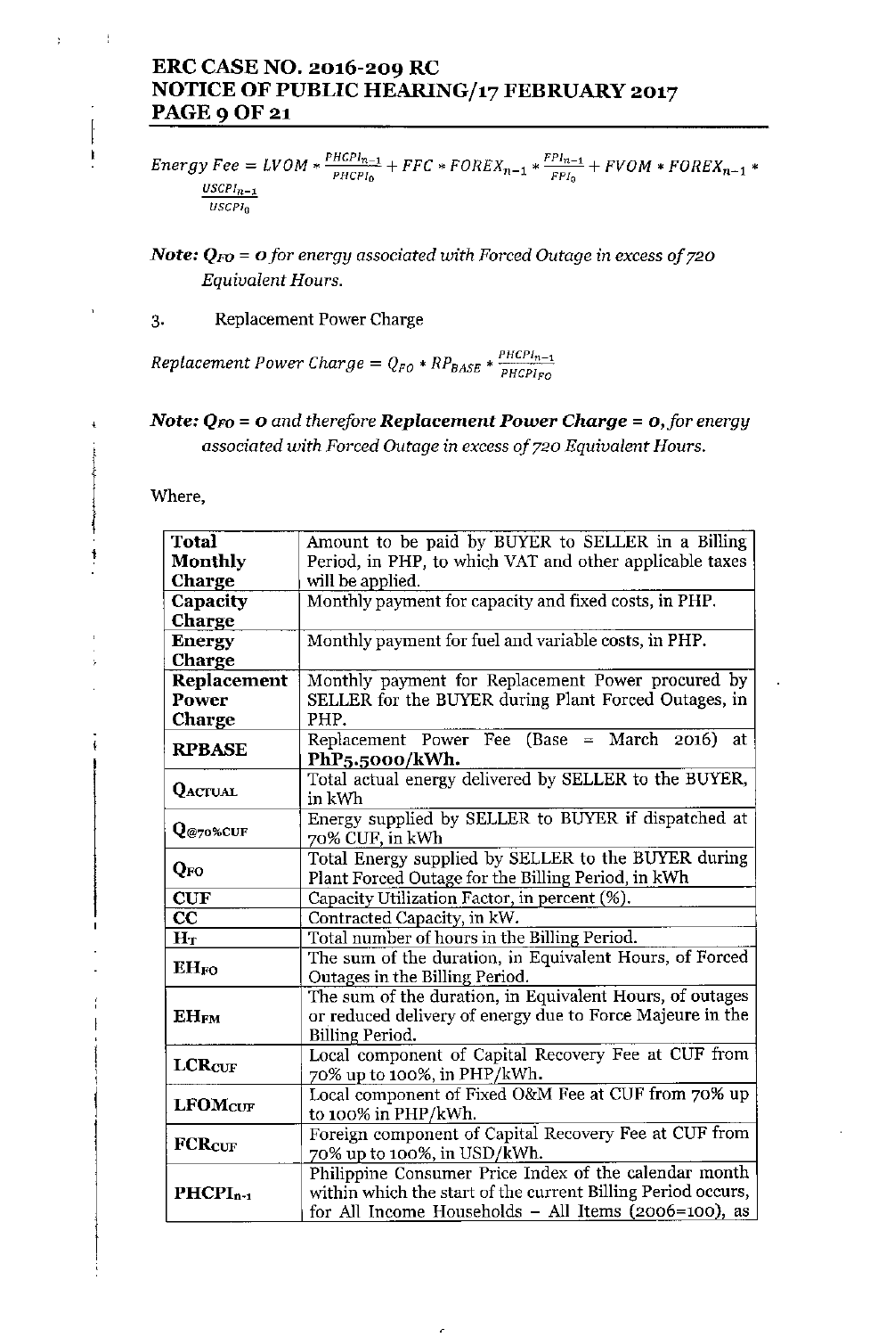$$Energy\ Fee = LVOM * \frac{PHCPI_{n-1}}{PHCPI_0} + FFC * FOREX_{n-1} * \frac{FPI_{n-1}}{FPI_0} + FVOM * FOREX_{n-1} * \frac{USCPI_{n-1}}{USCPI_0}$$

***Note:** $Q_{FO}$ = 0 for energy associated with Forced Outage in excess of 720 Equivalent Hours.*

3. Replacement Power Charge

$$Replacement\ Power\ Charge = Q_{FO} * RP_{BASE} * \frac{PHCPI_{n-1}}{PHCPI_{FO}}$$

***Note:** $Q_{FO}$ = 0 and therefore **Replacement Power Charge = 0**, for energy associated with Forced Outage in excess of 720 Equivalent Hours.*

Where,

| | |
|---|---|
| **Total Monthly Charge** | Amount to be paid by BUYER to SELLER in a Billing Period, in PHP, to which VAT and other applicable taxes will be applied. |
| **Capacity Charge** | Monthly payment for capacity and fixed costs, in PHP. |
| **Energy Charge** | Monthly payment for fuel and variable costs, in PHP. |
| **Replacement Power Charge** | Monthly payment for Replacement Power procured by SELLER for the BUYER during Plant Forced Outages, in PHP. |
| **RPBASE** | Replacement Power Fee (Base = March 2016) at **PhP5.5000/kWh.** |
| **$Q_{ACTUAL}$** | Total actual energy delivered by SELLER to the BUYER, in kWh |
| **$Q_{@70\%CUF}$** | Energy supplied by SELLER to BUYER if dispatched at 70% CUF, in kWh |
| **$Q_{FO}$** | Total Energy supplied by SELLER to the BUYER during Plant Forced Outage for the Billing Period, in kWh |
| **CUF** | Capacity Utilization Factor, in percent (%). |
| **CC** | Contracted Capacity, in kW. |
| **$H_T$** | Total number of hours in the Billing Period. |
| **$EH_{FO}$** | The sum of the duration, in Equivalent Hours, of Forced Outages in the Billing Period. |
| **$EH_{FM}$** | The sum of the duration, in Equivalent Hours, of outages or reduced delivery of energy due to Force Majeure in the Billing Period. |
| **$LCR_{CUF}$** | Local component of Capital Recovery Fee at CUF from 70% up to 100%, in PHP/kWh. |
| **$LFOM_{CUF}$** | Local component of Fixed O&M Fee at CUF from 70% up to 100% in PHP/kWh. |
| **$FCR_{CUF}$** | Foreign component of Capital Recovery Fee at CUF from 70% up to 100%, in USD/kWh. |
| **$PHCPI_{n-1}$** | Philippine Consumer Price Index of the calendar month within which the start of the current Billing Period occurs, for All Income Households – All Items (2006=100), as |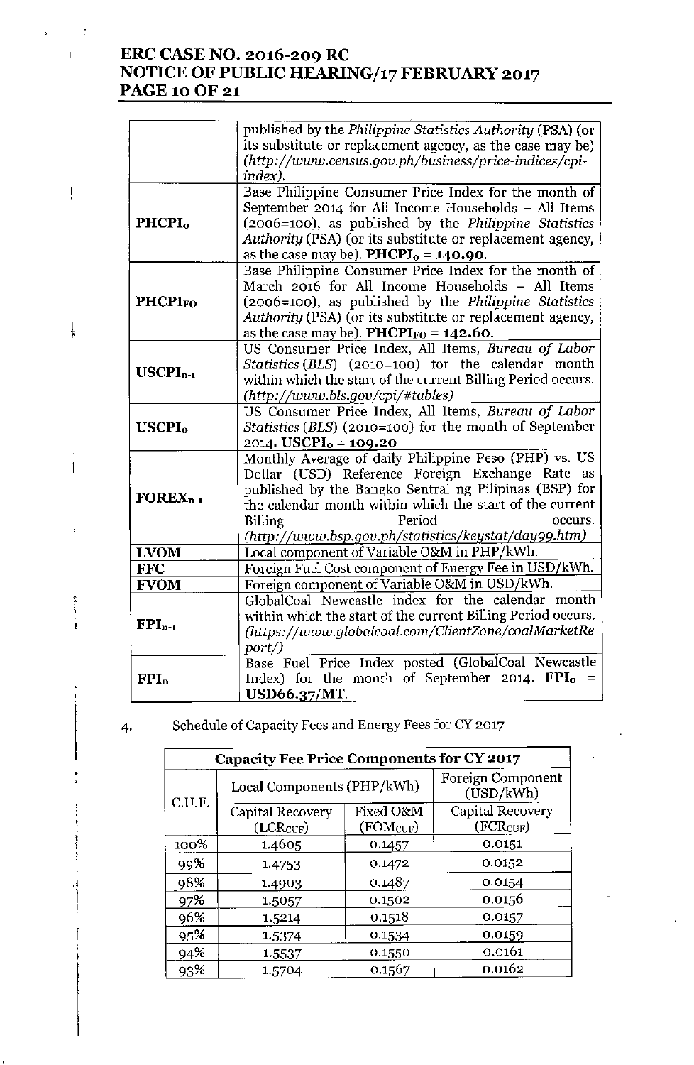| | |
|---|---|
| | published by the *Philippine Statistics Authority* (PSA) (or its substitute or replacement agency, as the case may be) *(http://www.census.gov.ph/business/price-indices/cpi-index).* |
| **$PHCPI_o$** | Base Philippine Consumer Price Index for the month of September 2014 for All Income Households – All Items (2006=100), as published by the *Philippine Statistics Authority* (PSA) (or its substitute or replacement agency, as the case may be). **$PHCPI_o$ = 140.90.** |
| **$PHCPI_{FO}$** | Base Philippine Consumer Price Index for the month of March 2016 for All Income Households – All Items (2006=100), as published by the *Philippine Statistics Authority* (PSA) (or its substitute or replacement agency, as the case may be). **$PHCPI_{FO}$ = 142.60.** |
| **$USCPI_{n-1}$** | US Consumer Price Index, All Items, *Bureau of Labor Statistics* (*BLS*) (2010=100) for the calendar month within which the start of the current Billing Period occurs. *(http://www.bls.gov/cpi/#tables)* |
| **$USCPI_o$** | US Consumer Price Index, All Items, *Bureau of Labor Statistics* (*BLS*) (2010=100) for the month of September 2014. **$USCPI_o$ = 109.20** |
| **$FOREX_{n-1}$** | Monthly Average of daily Philippine Peso (PHP) vs. US Dollar (USD) Reference Foreign Exchange Rate as published by the Bangko Sentral ng Pilipinas (BSP) for the calendar month within which the start of the current Billing Period occurs. *(http://www.bsp.gov.ph/statistics/keystat/day99.htm)* |
| **LVOM** | Local component of Variable O&M in PHP/kWh. |
| **FFC** | Foreign Fuel Cost component of Energy Fee in USD/kWh. |
| **FVOM** | Foreign component of Variable O&M in USD/kWh. |
| **$FPI_{n-1}$** | GlobalCoal Newcastle index for the calendar month within which the start of the current Billing Period occurs. *(https://www.globalcoal.com/ClientZone/coalMarketReport/)* |
| **$FPI_o$** | Base Fuel Price Index posted (GlobalCoal Newcastle Index) for the month of September 2014. **$FPI_o$ = USD66.37/MT.** |

4. Schedule of Capacity Fees and Energy Fees for CY 2017

| **Capacity Fee Price Components for CY 2017** | | | |
|---|---|---|---|
| C.U.F. | Local Components (PHP/kWh) | | Foreign Component (USD/kWh) |
| | Capital Recovery ($LCR_{CUF}$) | Fixed O&M ($FOM_{CUF}$) | Capital Recovery ($FCR_{CUF}$) |
| 100% | 1.4605 | 0.1457 | 0.0151 |
| 99% | 1.4753 | 0.1472 | 0.0152 |
| 98% | 1.4903 | 0.1487 | 0.0154 |
| 97% | 1.5057 | 0.1502 | 0.0156 |
| 96% | 1.5214 | 0.1518 | 0.0157 |
| 95% | 1.5374 | 0.1534 | 0.0159 |
| 94% | 1.5537 | 0.1550 | 0.0161 |
| 93% | 1.5704 | 0.1567 | 0.0162 |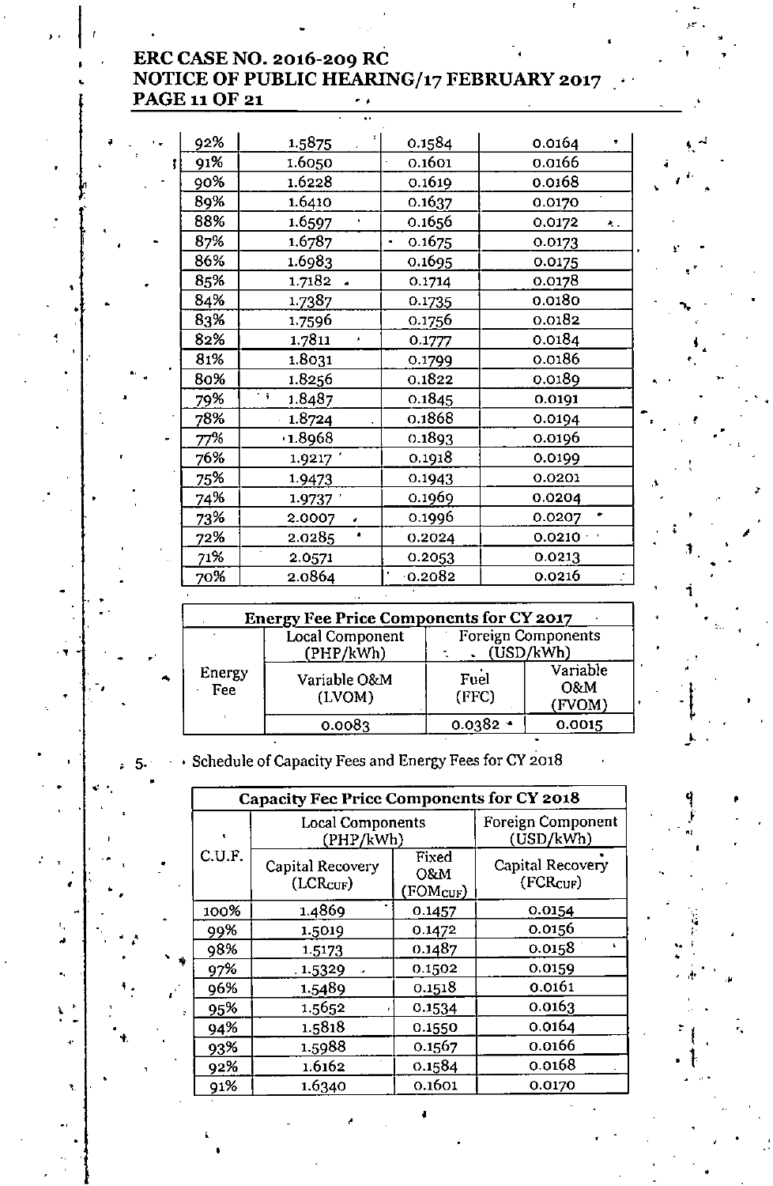| | | | |
|---|---|---|---|
| 92% | 1.5875 | 0.1584 | 0.0164 |
| 91% | 1.6050 | 0.1601 | 0.0166 |
| 90% | 1.6228 | 0.1619 | 0.0168 |
| 89% | 1.6410 | 0.1637 | 0.0170 |
| 88% | 1.6597 | 0.1656 | 0.0172 |
| 87% | 1.6787 | 0.1675 | 0.0173 |
| 86% | 1.6983 | 0.1695 | 0.0175 |
| 85% | 1.7182 | 0.1714 | 0.0178 |
| 84% | 1.7387 | 0.1735 | 0.0180 |
| 83% | 1.7596 | 0.1756 | 0.0182 |
| 82% | 1.7811 | 0.1777 | 0.0184 |
| 81% | 1.8031 | 0.1799 | 0.0186 |
| 80% | 1.8256 | 0.1822 | 0.0189 |
| 79% | 1.8487 | 0.1845 | 0.0191 |
| 78% | 1.8724 | 0.1868 | 0.0194 |
| 77% | 1.8968 | 0.1893 | 0.0196 |
| 76% | 1.9217 | 0.1918 | 0.0199 |
| 75% | 1.9473 | 0.1943 | 0.0201 |
| 74% | 1.9737 | 0.1969 | 0.0204 |
| 73% | 2.0007 | 0.1996 | 0.0207 |
| 72% | 2.0285 | 0.2024 | 0.0210 |
| 71% | 2.0571 | 0.2053 | 0.0213 |
| 70% | 2.0864 | 0.2082 | 0.0216 |

| Energy Fee Price Components for CY 2017 | | | |
|---|---|---|---|
| | Local Component (PHP/kWh) | Foreign Components (USD/kWh) | |
| Energy Fee | Variable O&M (LVOM) | Fuel (FFC) | Variable O&M (FVOM) |
| | 0.0083 | 0.0382 | 0.0015 |

5. Schedule of Capacity Fees and Energy Fees for CY 2018

| Capacity Fee Price Components for CY 2018 | | | |
|---|---|---|---|
| C.U.F. | Local Components (PHP/kWh) | | Foreign Component (USD/kWh) |
| | Capital Recovery ($LCR_{CUF}$) | Fixed O&M ($FOM_{CUF}$) | Capital Recovery ($FCR_{CUF}$) |
| 100% | 1.4869 | 0.1457 | 0.0154 |
| 99% | 1.5019 | 0.1472 | 0.0156 |
| 98% | 1.5173 | 0.1487 | 0.0158 |
| 97% | 1.5329 | 0.1502 | 0.0159 |
| 96% | 1.5489 | 0.1518 | 0.0161 |
| 95% | 1.5652 | 0.1534 | 0.0163 |
| 94% | 1.5818 | 0.1550 | 0.0164 |
| 93% | 1.5988 | 0.1567 | 0.0166 |
| 92% | 1.6162 | 0.1584 | 0.0168 |
| 91% | 1.6340 | 0.1601 | 0.0170 |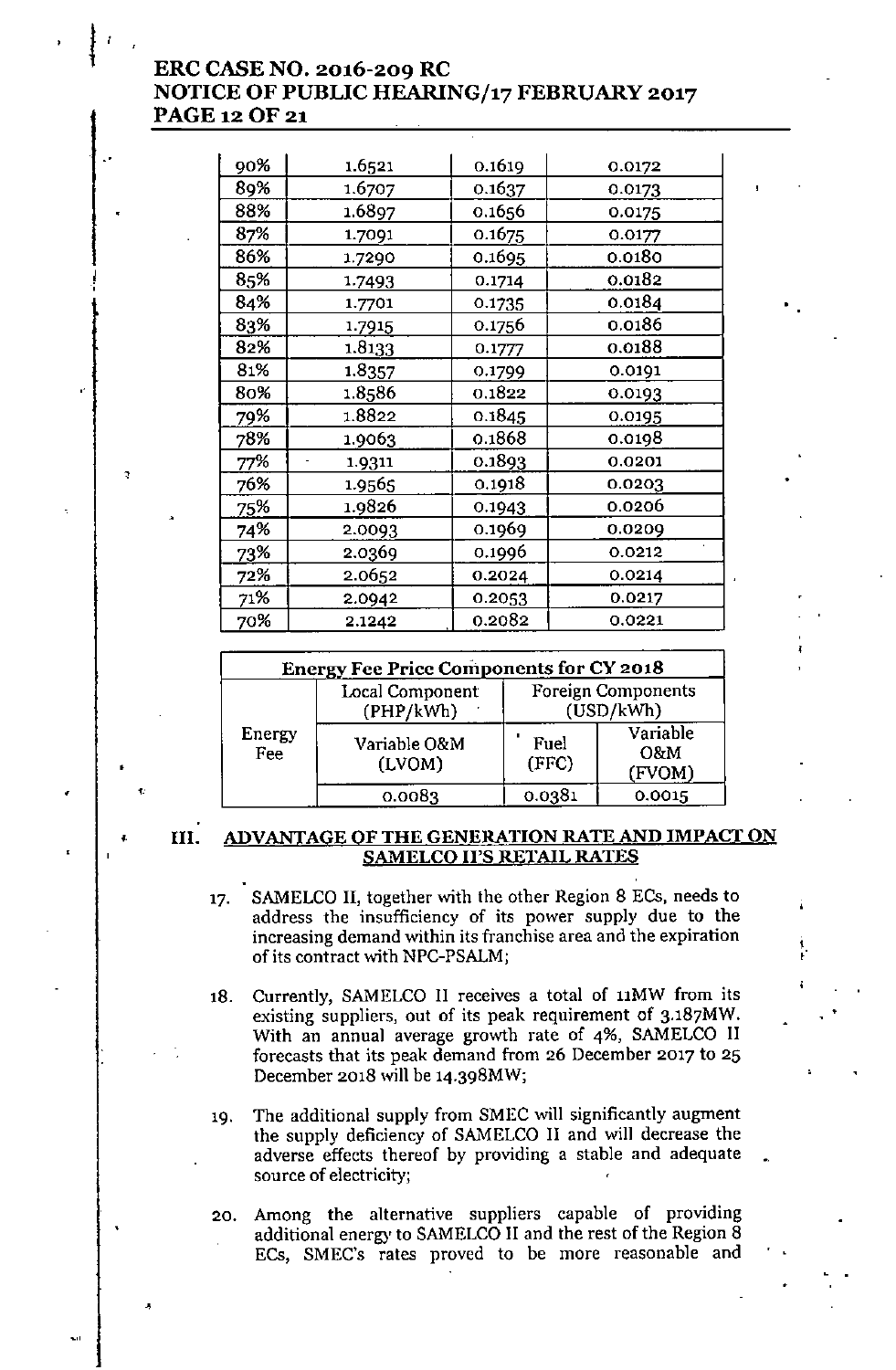| | | | |
|---|---|---|---|
| 90% | 1.6521 | 0.1619 | 0.0172 |
| 89% | 1.6707 | 0.1637 | 0.0173 |
| 88% | 1.6897 | 0.1656 | 0.0175 |
| 87% | 1.7091 | 0.1675 | 0.0177 |
| 86% | 1.7290 | 0.1695 | 0.0180 |
| 85% | 1.7493 | 0.1714 | 0.0182 |
| 84% | 1.7701 | 0.1735 | 0.0184 |
| 83% | 1.7915 | 0.1756 | 0.0186 |
| 82% | 1.8133 | 0.1777 | 0.0188 |
| 81% | 1.8357 | 0.1799 | 0.0191 |
| 80% | 1.8586 | 0.1822 | 0.0193 |
| 79% | 1.8822 | 0.1845 | 0.0195 |
| 78% | 1.9063 | 0.1868 | 0.0198 |
| 77% | 1.9311 | 0.1893 | 0.0201 |
| 76% | 1.9565 | 0.1918 | 0.0203 |
| 75% | 1.9826 | 0.1943 | 0.0206 |
| 74% | 2.0093 | 0.1969 | 0.0209 |
| 73% | 2.0369 | 0.1996 | 0.0212 |
| 72% | 2.0652 | 0.2024 | 0.0214 |
| 71% | 2.0942 | 0.2053 | 0.0217 |
| 70% | 2.1242 | 0.2082 | 0.0221 |

| Energy Fee Price Components for CY 2018 | | | |
|---|---|---|---|
| Energy Fee | Local Component (PHP/kWh) | Foreign Components (USD/kWh) | |
| | Variable O&M (LVOM) | Fuel (FFC) | Variable O&M (FVOM) |
| | 0.0083 | 0.0381 | 0.0015 |

## III. ADVANTAGE OF THE GENERATION RATE AND IMPACT ON SAMELCO II'S RETAIL RATES

17. SAMELCO II, together with the other Region 8 ECs, needs to address the insufficiency of its power supply due to the increasing demand within its franchise area and the expiration of its contract with NPC-PSALM;

18. Currently, SAMELCO II receives a total of 11MW from its existing suppliers, out of its peak requirement of 3.187MW. With an annual average growth rate of 4%, SAMELCO II forecasts that its peak demand from 26 December 2017 to 25 December 2018 will be 14.398MW;

19. The additional supply from SMEC will significantly augment the supply deficiency of SAMELCO II and will decrease the adverse effects thereof by providing a stable and adequate source of electricity;

20. Among the alternative suppliers capable of providing additional energy to SAMELCO II and the rest of the Region 8 ECs, SMEC's rates proved to be more reasonable and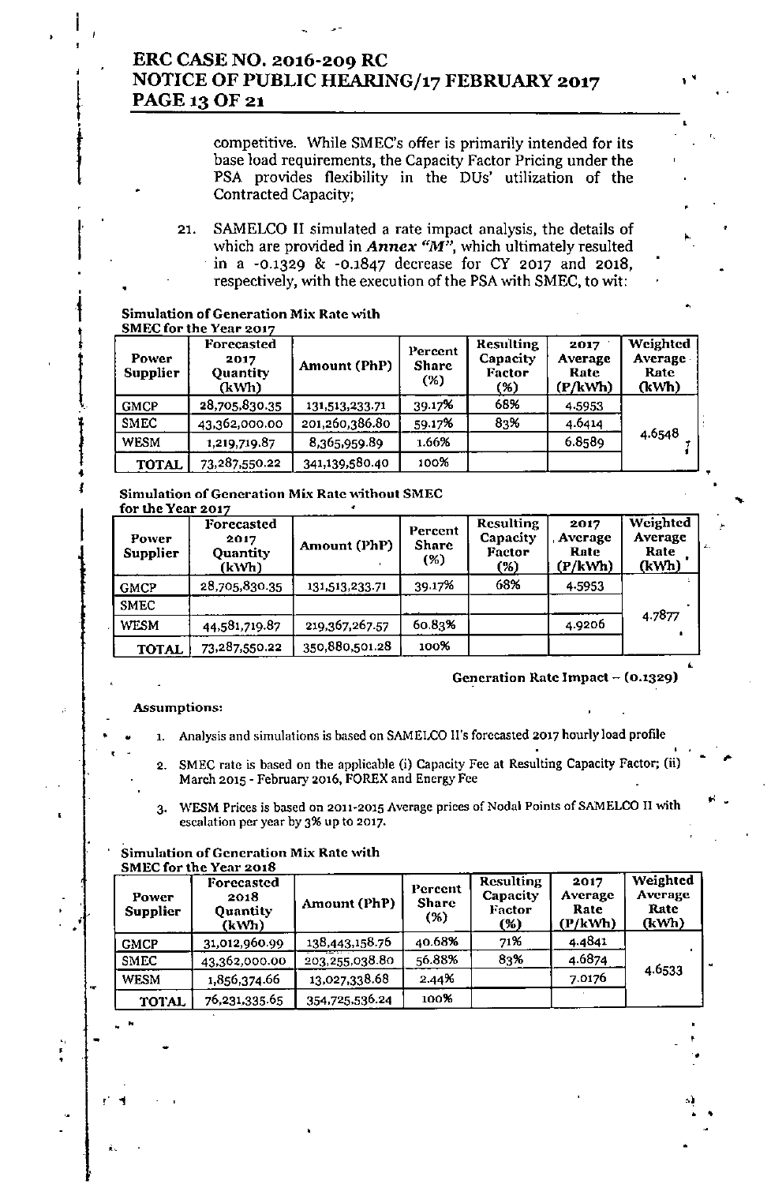competitive. While SMEC's offer is primarily intended for its base load requirements, the Capacity Factor Pricing under the PSA provides flexibility in the DUs' utilization of the Contracted Capacity;

21. SAMELCO II simulated a rate impact analysis, the details of which are provided in ***Annex "M"***, which ultimately resulted in a -0.1329 & -0.1847 decrease for CY 2017 and 2018, respectively, with the execution of the PSA with SMEC, to wit:

**Simulation of Generation Mix Rate with SMEC for the Year 2017**

| Power Supplier | Forecasted 2017 Quantity (kWh) | Amount (PhP) | Percent Share (%) | Resulting Capacity Factor (%) | 2017 Average Rate (P/kWh) | Weighted Average Rate (kWh) |
|---|---|---|---|---|---|---|
| GMCP | 28,705,830.35 | 131,513,233.71 | 39.17% | 68% | 4.5953 | 4.6548 |
| SMEC | 43,362,000.00 | 201,260,386.80 | 59.17% | 83% | 4.6414 | |
| WESM | 1,219,719.87 | 8,365,959.89 | 1.66% | | 6.8589 | |
| **TOTAL** | 73,287,550.22 | 341,139,580.40 | 100% | | | |

**Simulation of Generation Mix Rate without SMEC for the Year 2017**

| Power Supplier | Forecasted 2017 Quantity (kWh) | Amount (PhP) | Percent Share (%) | Resulting Capacity Factor (%) | 2017 Average Rate (P/kWh) | Weighted Average Rate (kWh) |
|---|---|---|---|---|---|---|
| GMCP | 28,705,830.35 | 131,513,233.71 | 39.17% | 68% | 4.5953 | 4.7877 |
| SMEC | | | | | | |
| WESM | 44,581,719.87 | 219,367,267.57 | 60.83% | | 4.9206 | |
| **TOTAL** | 73,287,550.22 | 350,880,501.28 | 100% | | | |

**Generation Rate Impact – (0.1329)**

**Assumptions:**

1. Analysis and simulations is based on SAMELCO II's forecasted 2017 hourly load profile
2. SMEC rate is based on the applicable (i) Capacity Fee at Resulting Capacity Factor; (ii) March 2015 - February 2016, FOREX and Energy Fee
3. WESM Prices is based on 2011-2015 Average prices of Nodal Points of SAMELCO II with escalation per year by 3% up to 2017.

**Simulation of Generation Mix Rate with SMEC for the Year 2018**

| Power Supplier | Forecasted 2018 Quantity (kWh) | Amount (PhP) | Percent Share (%) | Resulting Capacity Factor (%) | 2017 Average Rate (P/kWh) | Weighted Average Rate (kWh) |
|---|---|---|---|---|---|---|
| GMCP | 31,012,960.99 | 138,443,158.76 | 40.68% | 71% | 4.4841 | 4.6533 |
| SMEC | 43,362,000.00 | 203,255,038.80 | 56.88% | 83% | 4.6874 | |
| WESM | 1,856,374.66 | 13,027,338.68 | 2.44% | | 7.0176 | |
| **TOTAL** | 76,231,335.65 | 354,725,536.24 | 100% | | | |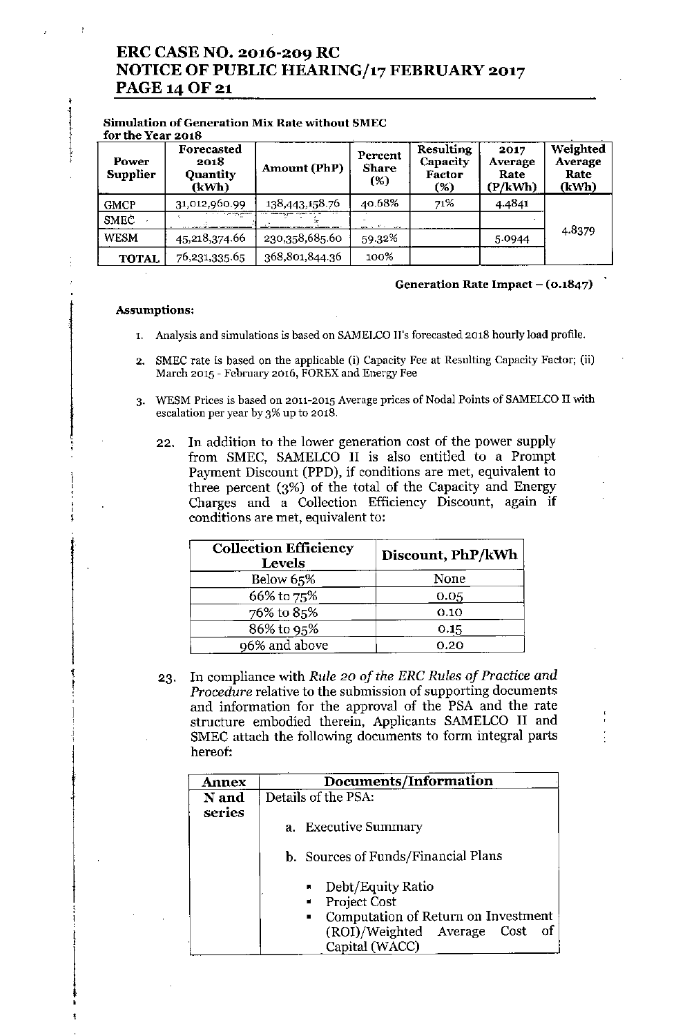**Simulation of Generation Mix Rate without SMEC for the Year 2018**

| Power Supplier | Forecasted 2018 Quantity (kWh) | Amount (PhP) | Percent Share (%) | Resulting Capacity Factor (%) | 2017 Average Rate (P/kWh) | Weighted Average Rate (kWh) |
|---|---|---|---|---|---|---|
| GMCP | 31,012,960.99 | 138,443,158.76 | 40.68% | 71% | 4.4841 | 4.8379 |
| SMEC | | | | | | |
| WESM | 45,218,374.66 | 230,358,685.60 | 59.32% | | 5.0944 | |
| TOTAL | 76,231,335.65 | 368,801,844.36 | 100% | | | |

**Generation Rate Impact – (0.1847)**

**Assumptions:**

1. Analysis and simulations is based on SAMELCO II's forecasted 2018 hourly load profile.
2. SMEC rate is based on the applicable (i) Capacity Fee at Resulting Capacity Factor; (ii) March 2015 - February 2016, FOREX and Energy Fee
3. WESM Prices is based on 2011-2015 Average prices of Nodal Points of SAMELCO II with escalation per year by 3% up to 2018.

22. In addition to the lower generation cost of the power supply from SMEC, SAMELCO II is also entitled to a Prompt Payment Discount (PPD), if conditions are met, equivalent to three percent (3%) of the total of the Capacity and Energy Charges and a Collection Efficiency Discount, again if conditions are met, equivalent to:

| Collection Efficiency Levels | Discount, PhP/kWh |
|---|---|
| Below 65% | None |
| 66% to 75% | 0.05 |
| 76% to 85% | 0.10 |
| 86% to 95% | 0.15 |
| 96% and above | 0.20 |

23. In compliance with *Rule 20 of the ERC Rules of Practice and Procedure* relative to the submission of supporting documents and information for the approval of the PSA and the rate structure embodied therein, Applicants SAMELCO II and SMEC attach the following documents to form integral parts hereof:

| Annex | Documents/Information |
|---|---|
| N and series | Details of the PSA:<br>a. Executive Summary<br>b. Sources of Funds/Financial Plans<br>▪ Debt/Equity Ratio<br>▪ Project Cost<br>▪ Computation of Return on Investment (ROI)/Weighted Average Cost of Capital (WACC) |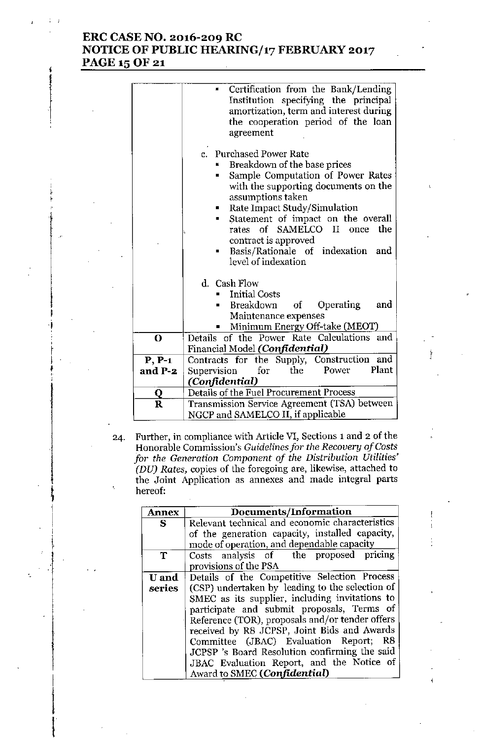| | |
|---|---|
| | - Certification from the Bank/Lending Institution specifying the principal amortization, term and interest during the cooperation period of the loan agreement<br><br>c. Purchased Power Rate<br>- Breakdown of the base prices<br>- Sample Computation of Power Rates with the supporting documents on the assumptions taken<br>- Rate Impact Study/Simulation<br>- Statement of impact on the overall rates of SAMELCO II once the contract is approved<br>- Basis/Rationale of indexation and level of indexation<br><br>d. Cash Flow<br>- Initial Costs<br>- Breakdown of Operating and Maintenance expenses<br>- Minimum Energy Off-take (MEOT) |
| **O** | Details of the Power Rate Calculations and Financial Model ***(Confidential)*** |
| **P, P-1 and P-2** | Contracts for the Supply, Construction and Supervision for the Power Plant ***(Confidential)*** |
| **Q** | Details of the Fuel Procurement Process |
| **R** | Transmission Service Agreement (TSA) between NGCP and SAMELCO II, if applicable |

24. Further, in compliance with Article VI, Sections 1 and 2 of the Honorable Commission's *Guidelines for the Recovery of Costs for the Generation Component of the Distribution Utilities' (DU) Rates*, copies of the foregoing are, likewise, attached to the Joint Application as annexes and made integral parts hereof:

| Annex | Documents/Information |
|---|---|
| **S** | Relevant technical and economic characteristics of the generation capacity, installed capacity, mode of operation, and dependable capacity |
| **T** | Costs analysis of the proposed pricing provisions of the PSA |
| **U and series** | Details of the Competitive Selection Process (CSP) undertaken by leading to the selection of SMEC as its supplier, including invitations to participate and submit proposals, Terms of Reference (TOR), proposals and/or tender offers received by R8 JCPSP, Joint Bids and Awards Committee (JBAC) Evaluation Report; R8 JCPSP 's Board Resolution confirming the said JBAC Evaluation Report, and the Notice of Award to SMEC ***(Confidential)*** |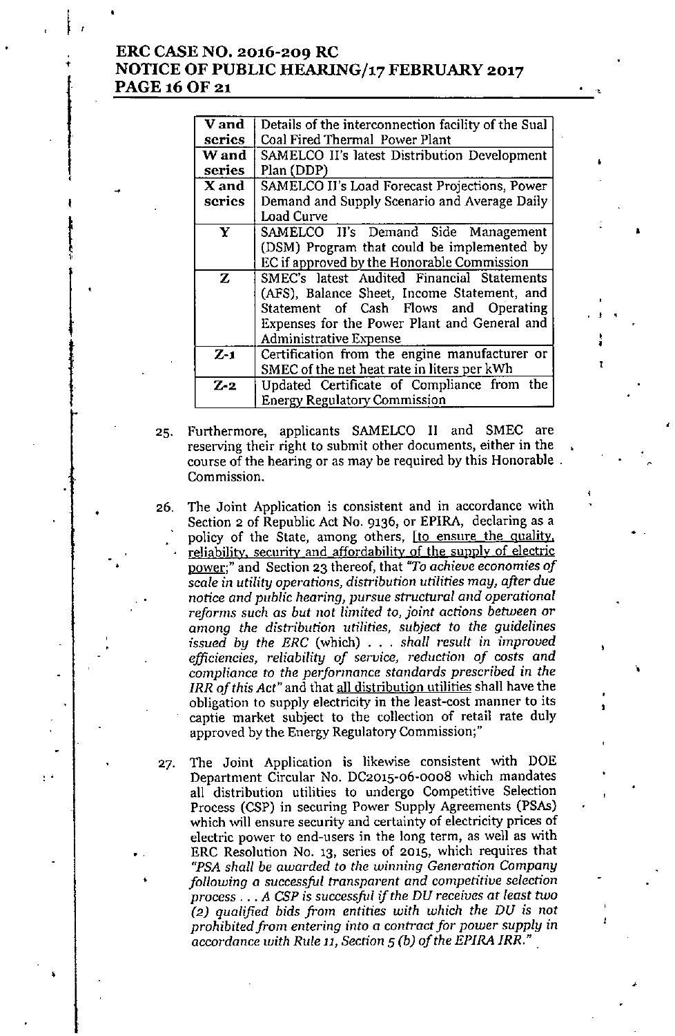| V and series | Details of the interconnection facility of the Sual Coal Fired Thermal Power Plant |
|---|---|
| W and series | SAMELCO II's latest Distribution Development Plan (DDP) |
| X and series | SAMELCO II's Load Forecast Projections, Power Demand and Supply Scenario and Average Daily Load Curve |
| Y | SAMELCO II's Demand Side Management (DSM) Program that could be implemented by EC if approved by the Honorable Commission |
| Z | SMEC's latest Audited Financial Statements (AFS), Balance Sheet, Income Statement, and Statement of Cash Flows and Operating Expenses for the Power Plant and General and Administrative Expense |
| Z-1 | Certification from the engine manufacturer or SMEC of the net heat rate in liters per kWh |
| Z-2 | Updated Certificate of Compliance from the Energy Regulatory Commission |

25. Furthermore, applicants SAMELCO II and SMEC are reserving their right to submit other documents, either in the course of the hearing or as may be required by this Honorable Commission.

26. The Joint Application is consistent and in accordance with Section 2 of Republic Act No. 9136, or EPIRA, declaring as a policy of the State, among others, [to ensure the quality, reliability, security and affordability of the supply of electric power;" and Section 23 thereof, that *"To achieve economies of scale in utility operations, distribution utilities may, after due notice and public hearing, pursue structural and operational reforms such as but not limited to, joint actions between or among the distribution utilities, subject to the guidelines issued by the ERC (which) . . . shall result in improved efficiencies, reliability of service, reduction of costs and compliance to the performance standards prescribed in the IRR of this Act"* and that all distribution utilities shall have the obligation to supply electricity in the least-cost manner to its captie market subject to the collection of retail rate duly approved by the Energy Regulatory Commission;"

27. The Joint Application is likewise consistent with DOE Department Circular No. DC2015-06-0008 which mandates all distribution utilities to undergo Competitive Selection Process (CSP) in securing Power Supply Agreements (PSAs) which will ensure security and certainty of electricity prices of electric power to end-users in the long term, as well as with ERC Resolution No. 13, series of 2015, which requires that *"PSA shall be awarded to the winning Generation Company following a successful transparent and competitive selection process . . . A CSP is successful if the DU receives at least two (2) qualified bids from entities with which the DU is not prohibited from entering into a contract for power supply in accordance with Rule 11, Section 5 (b) of the EPIRA IRR."*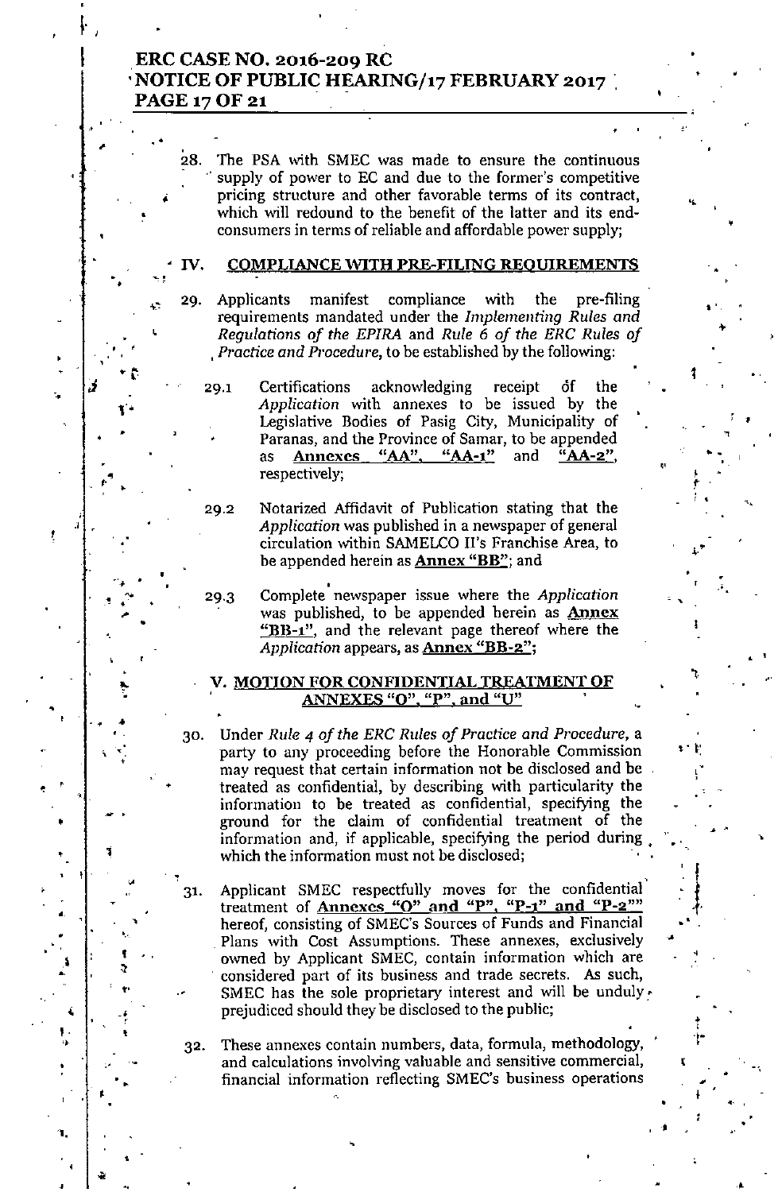28. The PSA with SMEC was made to ensure the continuous supply of power to EC and due to the former's competitive pricing structure and other favorable terms of its contract, which will redound to the benefit of the latter and its end-consumers in terms of reliable and affordable power supply;

## IV. COMPLIANCE WITH PRE-FILING REQUIREMENTS

29. Applicants manifest compliance with the pre-filing requirements mandated under the *Implementing Rules and Regulations of the EPIRA* and *Rule 6 of the ERC Rules of Practice and Procedure*, to be established by the following:

    29.1 Certifications acknowledging receipt of the *Application* with annexes to be issued by the Legislative Bodies of Pasig City, Municipality of Paranas, and the Province of Samar, to be appended as **Annexes "AA", "AA-1"** and **"AA-2"**, respectively;

    29.2 Notarized Affidavit of Publication stating that the *Application* was published in a newspaper of general circulation within SAMELCO II's Franchise Area, to be appended herein as **Annex "BB"**; and

    29.3 Complete newspaper issue where the *Application* was published, to be appended herein as **Annex "BB-1"**, and the relevant page thereof where the *Application* appears, as **Annex "BB-2"**;

## V. MOTION FOR CONFIDENTIAL TREATMENT OF ANNEXES "O", "P", and "U"

30. Under *Rule 4 of the ERC Rules of Practice and Procedure*, a party to any proceeding before the Honorable Commission may request that certain information not be disclosed and be treated as confidential, by describing with particularity the information to be treated as confidential, specifying the ground for the claim of confidential treatment of the information and, if applicable, specifying the period during which the information must not be disclosed;

31. Applicant SMEC respectfully moves for the confidential treatment of **Annexes "O" and "P", "P-1" and "P-2""** hereof, consisting of SMEC's Sources of Funds and Financial Plans with Cost Assumptions. These annexes, exclusively owned by Applicant SMEC, contain information which are considered part of its business and trade secrets. As such, SMEC has the sole proprietary interest and will be unduly prejudiced should they be disclosed to the public;

32. These annexes contain numbers, data, formula, methodology, and calculations involving valuable and sensitive commercial, financial information reflecting SMEC's business operations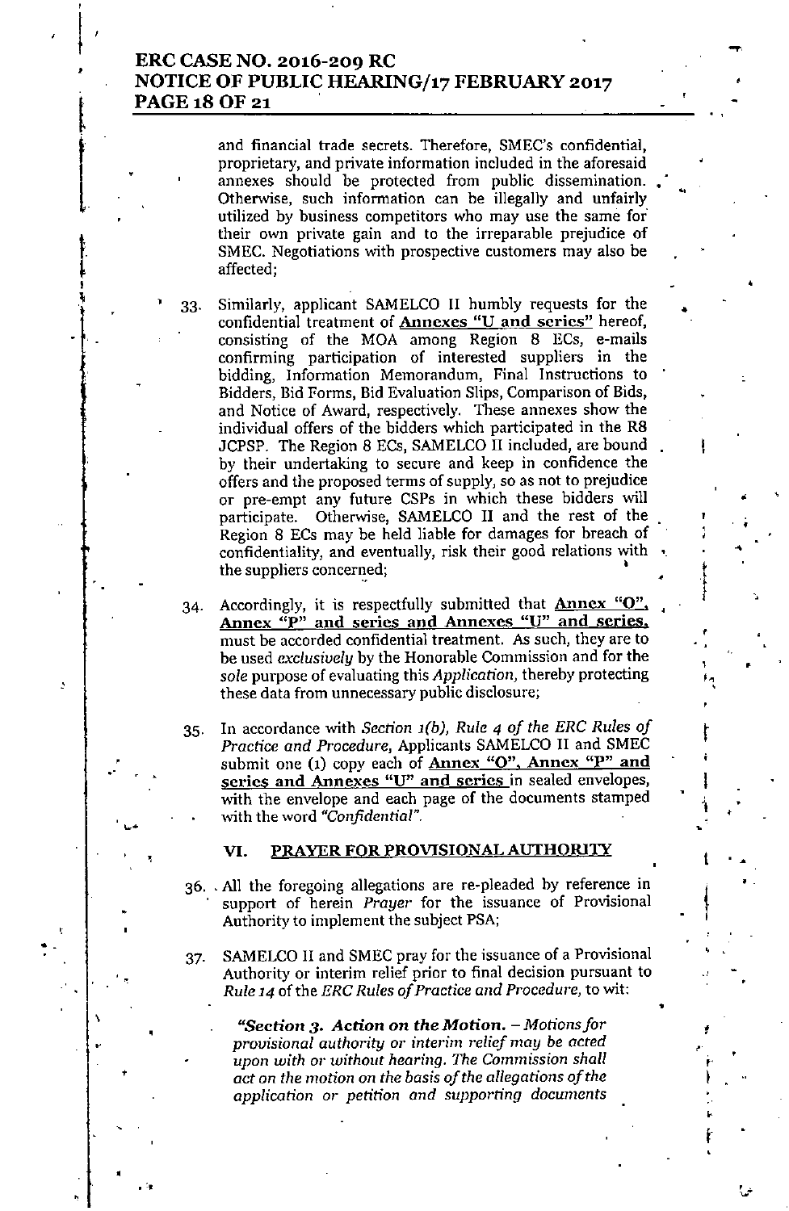and financial trade secrets. Therefore, SMEC's confidential, proprietary, and private information included in the aforesaid annexes should be protected from public dissemination. Otherwise, such information can be illegally and unfairly utilized by business competitors who may use the same for their own private gain and to the irreparable prejudice of SMEC. Negotiations with prospective customers may also be affected;

33. Similarly, applicant SAMELCO II humbly requests for the confidential treatment of **Annexes "U and series"** hereof, consisting of the MOA among Region 8 ECs, e-mails confirming participation of interested suppliers in the bidding, Information Memorandum, Final Instructions to Bidders, Bid Forms, Bid Evaluation Slips, Comparison of Bids, and Notice of Award, respectively. These annexes show the individual offers of the bidders which participated in the R8 JCPSP. The Region 8 ECs, SAMELCO II included, are bound by their undertaking to secure and keep in confidence the offers and the proposed terms of supply, so as not to prejudice or pre-empt any future CSPs in which these bidders will participate. Otherwise, SAMELCO II and the rest of the Region 8 ECs may be held liable for damages for breach of confidentiality, and eventually, risk their good relations with the suppliers concerned;

34. Accordingly, it is respectfully submitted that **Annex "O", Annex "P" and series and Annexes "U" and series**, must be accorded confidential treatment. As such, they are to be used *exclusively* by the Honorable Commission and for the *sole* purpose of evaluating this *Application*, thereby protecting these data from unnecessary public disclosure;

35. In accordance with *Section 1(b), Rule 4 of the ERC Rules of Practice and Procedure*, Applicants SAMELCO II and SMEC submit one (1) copy each of **Annex "O", Annex "P" and series and Annexes "U" and series** in sealed envelopes, with the envelope and each page of the documents stamped with the word *"Confidential"*.

## VI. PRAYER FOR PROVISIONAL AUTHORITY

36. All the foregoing allegations are re-pleaded by reference in support of herein *Prayer* for the issuance of Provisional Authority to implement the subject PSA;

37. SAMELCO II and SMEC pray for the issuance of a Provisional Authority or interim relief prior to final decision pursuant to *Rule 14* of the *ERC Rules of Practice and Procedure*, to wit:

> ***"Section 3. Action on the Motion.*** *– Motions for provisional authority or interim relief may be acted upon with or without hearing. The Commission shall act on the motion on the basis of the allegations of the application or petition and supporting documents*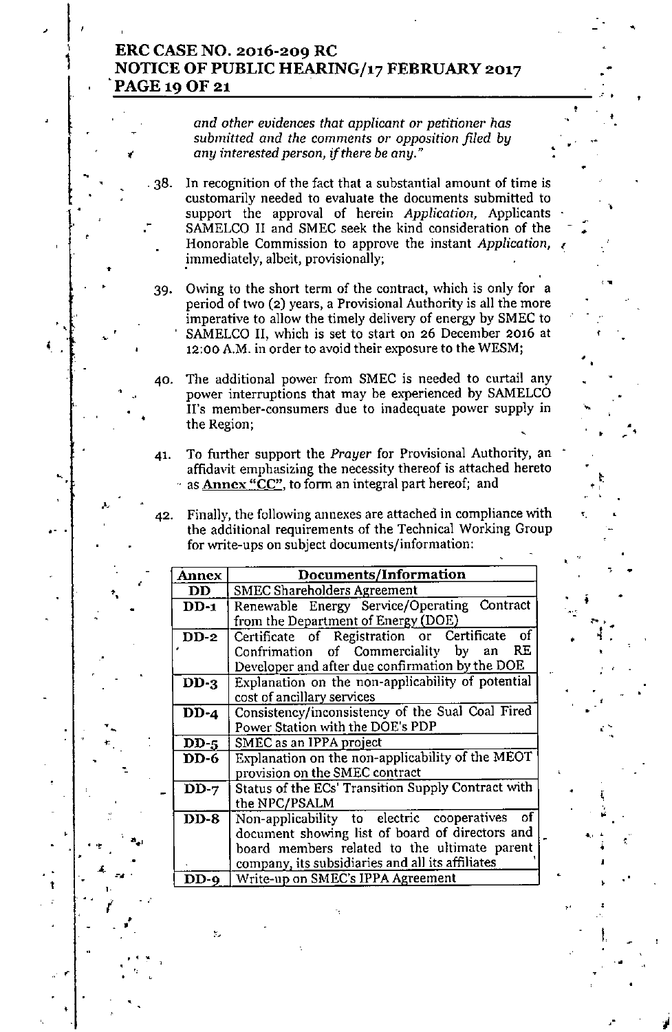*and other evidences that applicant or petitioner has submitted and the comments or opposition filed by any interested person, if there be any."*

38. In recognition of the fact that a substantial amount of time is customarily needed to evaluate the documents submitted to support the approval of herein *Application,* Applicants SAMELCO II and SMEC seek the kind consideration of the Honorable Commission to approve the instant *Application,* immediately, albeit, provisionally;

39. Owing to the short term of the contract, which is only for a period of two (2) years, a Provisional Authority is all the more imperative to allow the timely delivery of energy by SMEC to SAMELCO II, which is set to start on 26 December 2016 at 12:00 A.M. in order to avoid their exposure to the WESM;

40. The additional power from SMEC is needed to curtail any power interruptions that may be experienced by SAMELCO II's member-consumers due to inadequate power supply in the Region;

41. To further support the *Prayer* for Provisional Authority, an affidavit emphasizing the necessity thereof is attached hereto as **Annex "CC"**, to form an integral part hereof; and

42. Finally, the following annexes are attached in compliance with the additional requirements of the Technical Working Group for write-ups on subject documents/information:

| Annex | Documents/Information |
|---|---|
| DD | SMEC Shareholders Agreement |
| DD-1 | Renewable Energy Service/Operating Contract from the Department of Energy (DOE) |
| DD-2 | Certificate of Registration or Certificate of Confirmation of Commerciality by an RE Developer and after due confirmation by the DOE |
| DD-3 | Explanation on the non-applicability of potential cost of ancillary services |
| DD-4 | Consistency/inconsistency of the Sual Coal Fired Power Station with the DOE's PDP |
| DD-5 | SMEC as an IPPA project |
| DD-6 | Explanation on the non-applicability of the MEOT provision on the SMEC contract |
| DD-7 | Status of the ECs' Transition Supply Contract with the NPC/PSALM |
| DD-8 | Non-applicability to electric cooperatives of document showing list of board of directors and board members related to the ultimate parent company, its subsidiaries and all its affiliates |
| DD-9 | Write-up on SMEC's IPPA Agreement |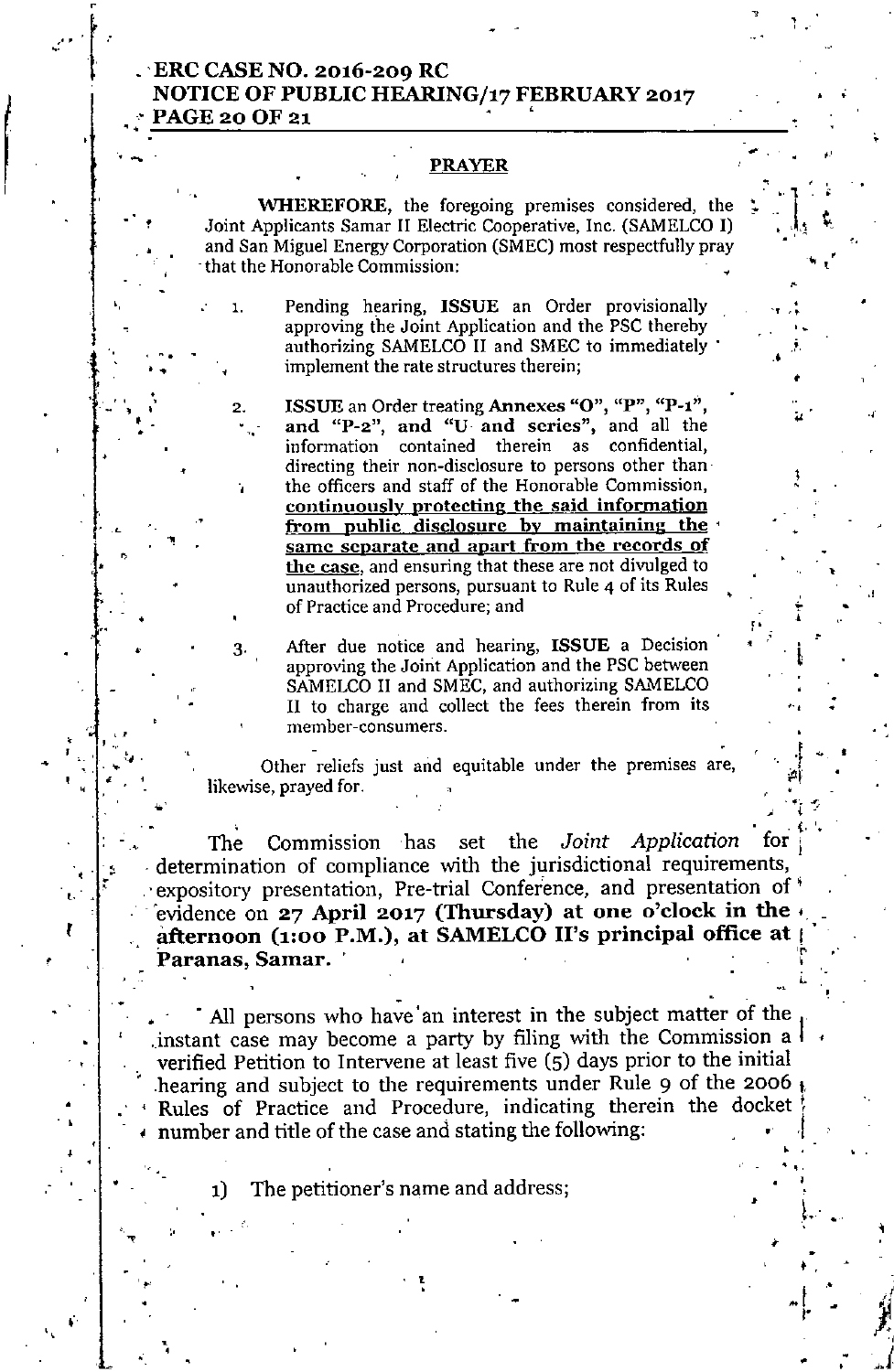## PRAYER

**WHEREFORE,** the foregoing premises considered, the Joint Applicants Samar II Electric Cooperative, Inc. (SAMELCO I) and San Miguel Energy Corporation (SMEC) most respectfully pray that the Honorable Commission:

1. Pending hearing, **ISSUE** an Order provisionally approving the Joint Application and the PSC thereby authorizing SAMELCO II and SMEC to immediately implement the rate structures therein;

2. **ISSUE** an Order treating **Annexes "O", "P", "P-1", and "P-2", and "U and series"**, and all the information contained therein as confidential, directing their non-disclosure to persons other than the officers and staff of the Honorable Commission, **continuously protecting the said information from public disclosure by maintaining the same separate and apart from the records of the case**, and ensuring that these are not divulged to unauthorized persons, pursuant to Rule 4 of its Rules of Practice and Procedure; and

3. After due notice and hearing, **ISSUE** a Decision approving the Joint Application and the PSC between SAMELCO II and SMEC, and authorizing SAMELCO II to charge and collect the fees therein from its member-consumers.

Other reliefs just and equitable under the premises are, likewise, prayed for.

The Commission has set the *Joint Application* for determination of compliance with the jurisdictional requirements, expository presentation, Pre-trial Conference, and presentation of evidence on **27 April 2017 (Thursday) at one o'clock in the afternoon (1:00 P.M.), at SAMELCO II's principal office at Paranas, Samar.**

All persons who have an interest in the subject matter of the instant case may become a party by filing with the Commission a verified Petition to Intervene at least five (5) days prior to the initial hearing and subject to the requirements under Rule 9 of the 2006 Rules of Practice and Procedure, indicating therein the docket number and title of the case and stating the following:

1) The petitioner's name and address;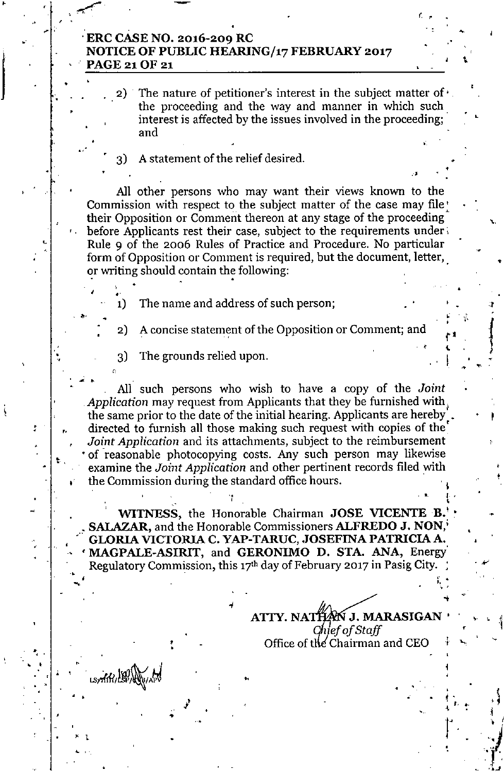2) The nature of petitioner's interest in the subject matter of the proceeding and the way and manner in which such interest is affected by the issues involved in the proceeding; and

3) A statement of the relief desired.

All other persons who may want their views known to the Commission with respect to the subject matter of the case may file their Opposition or Comment thereon at any stage of the proceeding before Applicants rest their case, subject to the requirements under Rule 9 of the 2006 Rules of Practice and Procedure. No particular form of Opposition or Comment is required, but the document, letter, or writing should contain the following:

1) The name and address of such person;

2) A concise statement of the Opposition or Comment; and

3) The grounds relied upon.

All such persons who wish to have a copy of the *Joint Application* may request from Applicants that they be furnished with the same prior to the date of the initial hearing. Applicants are hereby directed to furnish all those making such request with copies of the *Joint Application* and its attachments, subject to the reimbursement of reasonable photocopying costs. Any such person may likewise examine the *Joint Application* and other pertinent records filed with the Commission during the standard office hours.

**WITNESS**, the Honorable Chairman **JOSE VICENTE B. SALAZAR**, and the Honorable Commissioners **ALFREDO J. NON, GLORIA VICTORIA C. YAP-TARUC, JOSEFINA PATRICIA A. MAGPALE-ASIRIT**, and **GERONIMO D. STA. ANA**, Energy Regulatory Commission, this 17th day of February 2017 in Pasig City.

**ATTY. NATHAN J. MARASIGAN**
*Chief of Staff*
Office of the Chairman and CEO

LS/HH/LSP/RJB/APV